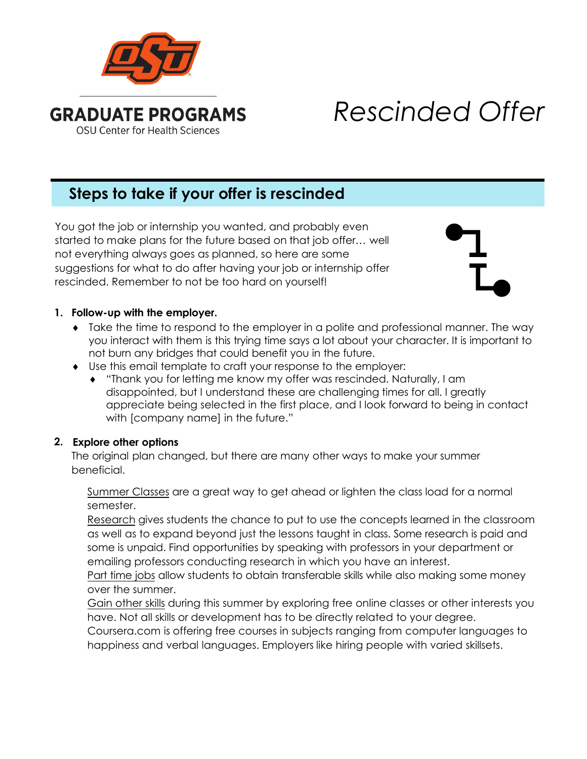**GRADUATE PROGRAMS**
OSU Center for Health Sciences

# *Rescinded Offer*

## Steps to take if your offer is rescinded

You got the job or internship you wanted, and probably even started to make plans for the future based on that job offer… well not everything always goes as planned, so here are some suggestions for what to do after having your job or internship offer rescinded. Remember to not be too hard on yourself!

1. **Follow-up with the employer.**
   - Take the time to respond to the employer in a polite and professional manner. The way you interact with them is this trying time says a lot about your character. It is important to not burn any bridges that could benefit you in the future.
   - Use this email template to craft your response to the employer:
     - "Thank you for letting me know my offer was rescinded. Naturally, I am disappointed, but I understand these are challenging times for all. I greatly appreciate being selected in the first place, and I look forward to being in contact with [company name] in the future."

2. **Explore other options**
   The original plan changed, but there are many other ways to make your summer beneficial.

   Summer Classes are a great way to get ahead or lighten the class load for a normal semester.
   Research gives students the chance to put to use the concepts learned in the classroom as well as to expand beyond just the lessons taught in class. Some research is paid and some is unpaid. Find opportunities by speaking with professors in your department or emailing professors conducting research in which you have an interest.
   Part time jobs allow students to obtain transferable skills while also making some money over the summer.
   Gain other skills during this summer by exploring free online classes or other interests you have. Not all skills or development has to be directly related to your degree. Coursera.com is offering free courses in subjects ranging from computer languages to happiness and verbal languages. Employers like hiring people with varied skillsets.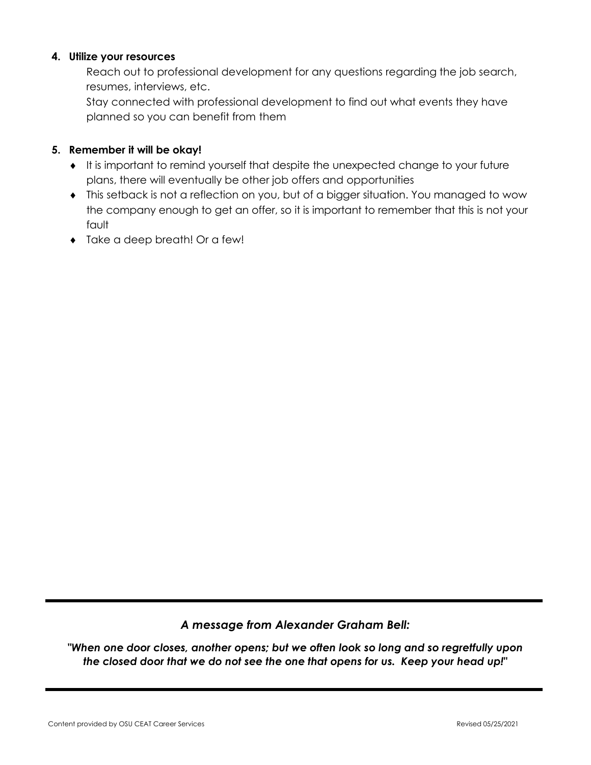4. **Utilize your resources**

   Reach out to professional development for any questions regarding the job search, resumes, interviews, etc.

   Stay connected with professional development to find out what events they have planned so you can benefit from them

5. **Remember it will be okay!**

   - It is important to remind yourself that despite the unexpected change to your future plans, there will eventually be other job offers and opportunities
   - This setback is not a reflection on you, but of a bigger situation. You managed to wow the company enough to get an offer, so it is important to remember that this is not your fault
   - Take a deep breath! Or a few!

---

### *A message from Alexander Graham Bell:*

***"When one door closes, another opens; but we often look so long and so regretfully upon the closed door that we do not see the one that opens for us. Keep your head up!"***

---

Content provided by OSU CEAT Career Services

Revised 05/25/2021